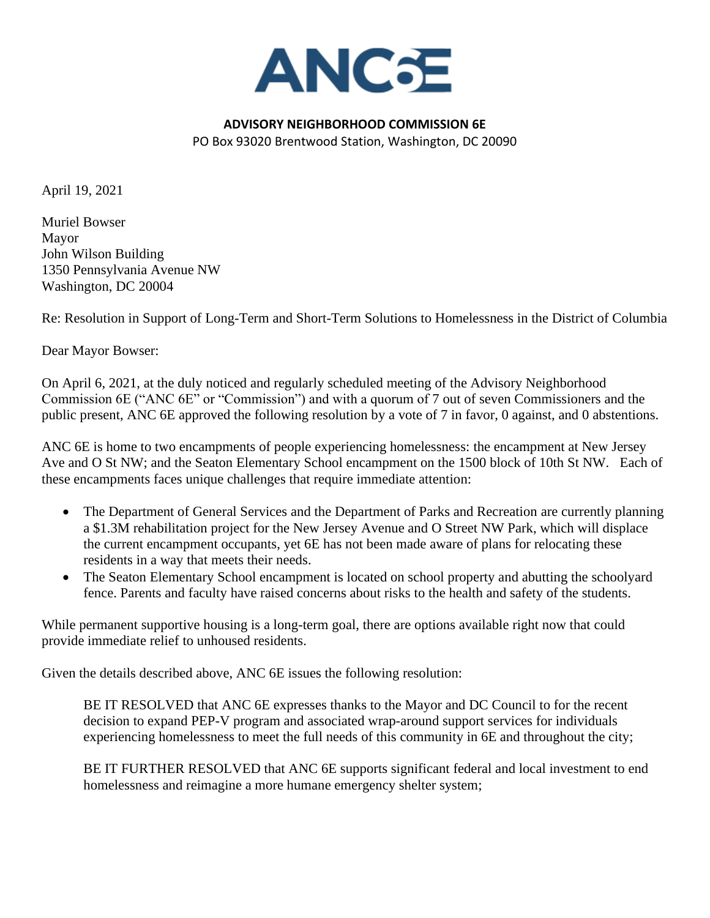# ANC6E

**ADVISORY NEIGHBORHOOD COMMISSION 6E**

PO Box 93020 Brentwood Station, Washington, DC 20090

April 19, 2021

Muriel Bowser
Mayor
John Wilson Building
1350 Pennsylvania Avenue NW
Washington, DC 20004

Re: Resolution in Support of Long-Term and Short-Term Solutions to Homelessness in the District of Columbia

Dear Mayor Bowser:

On April 6, 2021, at the duly noticed and regularly scheduled meeting of the Advisory Neighborhood Commission 6E ("ANC 6E" or "Commission") and with a quorum of 7 out of seven Commissioners and the public present, ANC 6E approved the following resolution by a vote of 7 in favor, 0 against, and 0 abstentions.

ANC 6E is home to two encampments of people experiencing homelessness: the encampment at New Jersey Ave and O St NW; and the Seaton Elementary School encampment on the 1500 block of 10th St NW. Each of these encampments faces unique challenges that require immediate attention:

- The Department of General Services and the Department of Parks and Recreation are currently planning a $1.3M rehabilitation project for the New Jersey Avenue and O Street NW Park, which will displace the current encampment occupants, yet 6E has not been made aware of plans for relocating these residents in a way that meets their needs.
- The Seaton Elementary School encampment is located on school property and abutting the schoolyard fence. Parents and faculty have raised concerns about risks to the health and safety of the students.

While permanent supportive housing is a long-term goal, there are options available right now that could provide immediate relief to unhoused residents.

Given the details described above, ANC 6E issues the following resolution:

> BE IT RESOLVED that ANC 6E expresses thanks to the Mayor and DC Council to for the recent decision to expand PEP-V program and associated wrap-around support services for individuals experiencing homelessness to meet the full needs of this community in 6E and throughout the city;
>
> BE IT FURTHER RESOLVED that ANC 6E supports significant federal and local investment to end homelessness and reimagine a more humane emergency shelter system;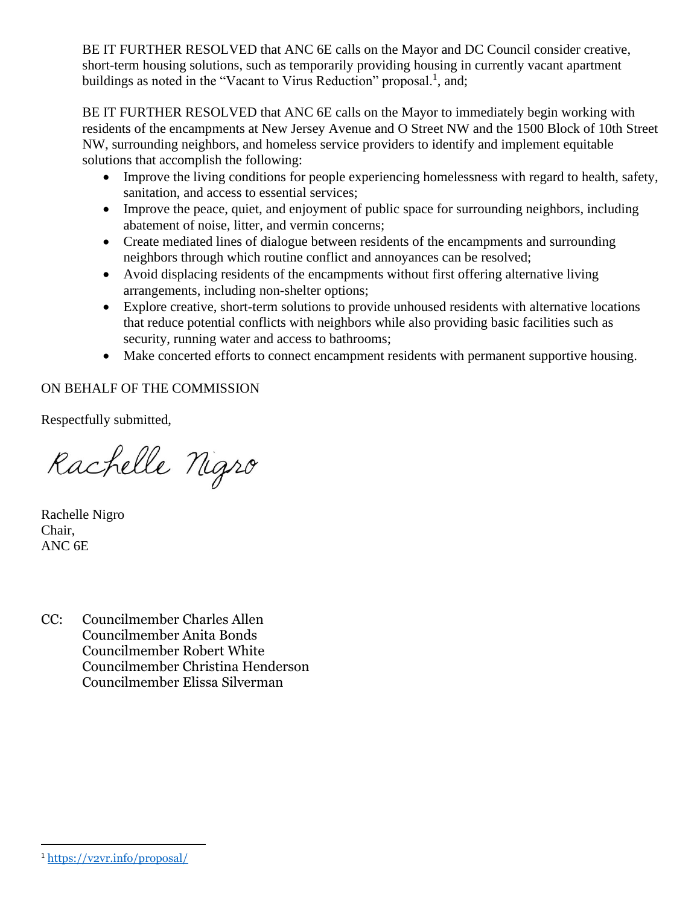BE IT FURTHER RESOLVED that ANC 6E calls on the Mayor and DC Council consider creative, short-term housing solutions, such as temporarily providing housing in currently vacant apartment buildings as noted in the "Vacant to Virus Reduction" proposal.[1], and;

BE IT FURTHER RESOLVED that ANC 6E calls on the Mayor to immediately begin working with residents of the encampments at New Jersey Avenue and O Street NW and the 1500 Block of 10th Street NW, surrounding neighbors, and homeless service providers to identify and implement equitable solutions that accomplish the following:

- Improve the living conditions for people experiencing homelessness with regard to health, safety, sanitation, and access to essential services;
- Improve the peace, quiet, and enjoyment of public space for surrounding neighbors, including abatement of noise, litter, and vermin concerns;
- Create mediated lines of dialogue between residents of the encampments and surrounding neighbors through which routine conflict and annoyances can be resolved;
- Avoid displacing residents of the encampments without first offering alternative living arrangements, including non-shelter options;
- Explore creative, short-term solutions to provide unhoused residents with alternative locations that reduce potential conflicts with neighbors while also providing basic facilities such as security, running water and access to bathrooms;
- Make concerted efforts to connect encampment residents with permanent supportive housing.

ON BEHALF OF THE COMMISSION

Respectfully submitted,

Rachelle Nigro

Rachelle Nigro
Chair,
ANC 6E

CC: Councilmember Charles Allen
Councilmember Anita Bonds
Councilmember Robert White
Councilmember Christina Henderson
Councilmember Elissa Silverman

[1] https://v2vr.info/proposal/